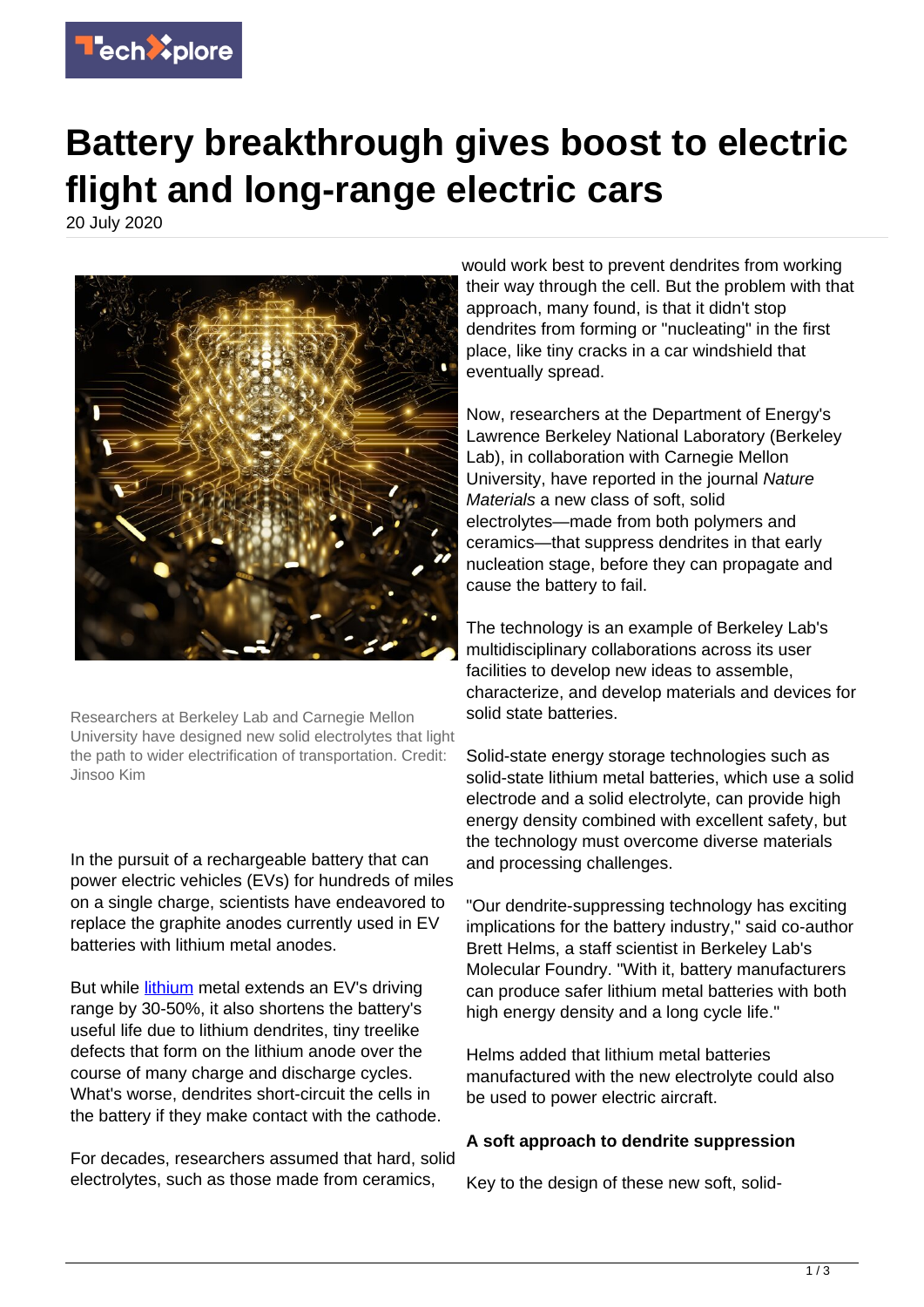# Battery breakthrough gives boost to electric flight and long-range electric cars

20 July 2020

Researchers at Berkeley Lab and Carnegie Mellon University have designed new solid electrolytes that light the path to wider electrification of transportation. Credit: Jinsoo Kim

In the pursuit of a rechargeable battery that can power electric vehicles (EVs) for hundreds of miles on a single charge, scientists have endeavored to replace the graphite anodes currently used in EV batteries with lithium metal anodes.

But while lithium metal extends an EV's driving range by 30-50%, it also shortens the battery's useful life due to lithium dendrites, tiny treelike defects that form on the lithium anode over the course of many charge and discharge cycles. What's worse, dendrites short-circuit the cells in the battery if they make contact with the cathode.

For decades, researchers assumed that hard, solid electrolytes, such as those made from ceramics, would work best to prevent dendrites from working their way through the cell. But the problem with that approach, many found, is that it didn't stop dendrites from forming or "nucleating" in the first place, like tiny cracks in a car windshield that eventually spread.

Now, researchers at the Department of Energy's Lawrence Berkeley National Laboratory (Berkeley Lab), in collaboration with Carnegie Mellon University, have reported in the journal *Nature Materials* a new class of soft, solid electrolytes—made from both polymers and ceramics—that suppress dendrites in that early nucleation stage, before they can propagate and cause the battery to fail.

The technology is an example of Berkeley Lab's multidisciplinary collaborations across its user facilities to develop new ideas to assemble, characterize, and develop materials and devices for solid state batteries.

Solid-state energy storage technologies such as solid-state lithium metal batteries, which use a solid electrode and a solid electrolyte, can provide high energy density combined with excellent safety, but the technology must overcome diverse materials and processing challenges.

"Our dendrite-suppressing technology has exciting implications for the battery industry," said co-author Brett Helms, a staff scientist in Berkeley Lab's Molecular Foundry. "With it, battery manufacturers can produce safer lithium metal batteries with both high energy density and a long cycle life."

Helms added that lithium metal batteries manufactured with the new electrolyte could also be used to power electric aircraft.

## A soft approach to dendrite suppression

Key to the design of these new soft, solid-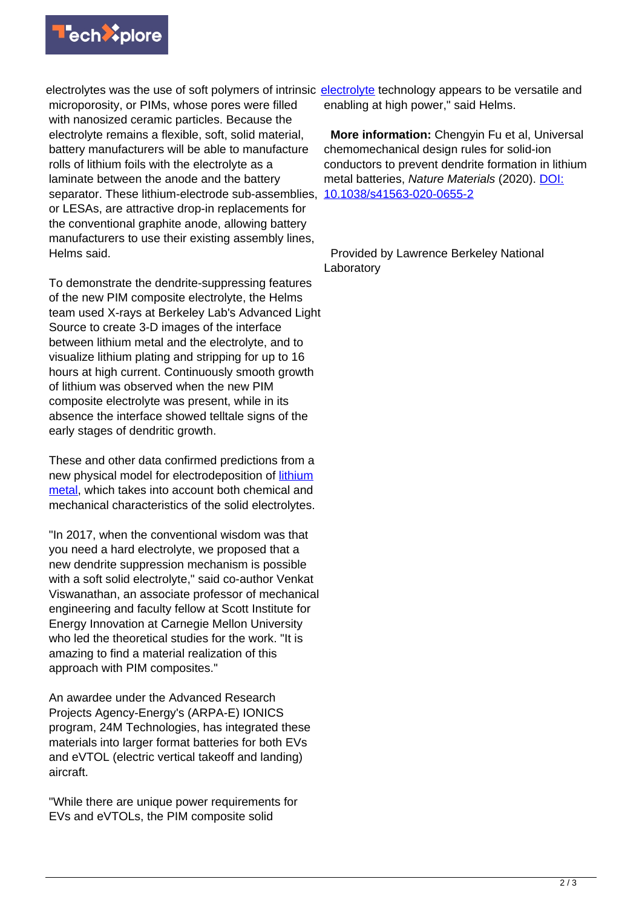electrolytes was the use of soft polymers of intrinsic microporosity, or PIMs, whose pores were filled with nanosized ceramic particles. Because the electrolyte remains a flexible, soft, solid material, battery manufacturers will be able to manufacture rolls of lithium foils with the electrolyte as a laminate between the anode and the battery separator. These lithium-electrode sub-assemblies, or LESAs, are attractive drop-in replacements for the conventional graphite anode, allowing battery manufacturers to use their existing assembly lines, Helms said.

To demonstrate the dendrite-suppressing features of the new PIM composite electrolyte, the Helms team used X-rays at Berkeley Lab's Advanced Light Source to create 3-D images of the interface between lithium metal and the electrolyte, and to visualize lithium plating and stripping for up to 16 hours at high current. Continuously smooth growth of lithium was observed when the new PIM composite electrolyte was present, while in its absence the interface showed telltale signs of the early stages of dendritic growth.

These and other data confirmed predictions from a new physical model for electrodeposition of lithium metal, which takes into account both chemical and mechanical characteristics of the solid electrolytes.

"In 2017, when the conventional wisdom was that you need a hard electrolyte, we proposed that a new dendrite suppression mechanism is possible with a soft solid electrolyte," said co-author Venkat Viswanathan, an associate professor of mechanical engineering and faculty fellow at Scott Institute for Energy Innovation at Carnegie Mellon University who led the theoretical studies for the work. "It is amazing to find a material realization of this approach with PIM composites."

An awardee under the Advanced Research Projects Agency-Energy's (ARPA-E) IONICS program, 24M Technologies, has integrated these materials into larger format batteries for both EVs and eVTOL (electric vertical takeoff and landing) aircraft.

"While there are unique power requirements for EVs and eVTOLs, the PIM composite solid electrolyte technology appears to be versatile and enabling at high power," said Helms.

**More information:** Chengyin Fu et al, Universal chemomechanical design rules for solid-ion conductors to prevent dendrite formation in lithium metal batteries, *Nature Materials* (2020). DOI: 10.1038/s41563-020-0655-2

Provided by Lawrence Berkeley National Laboratory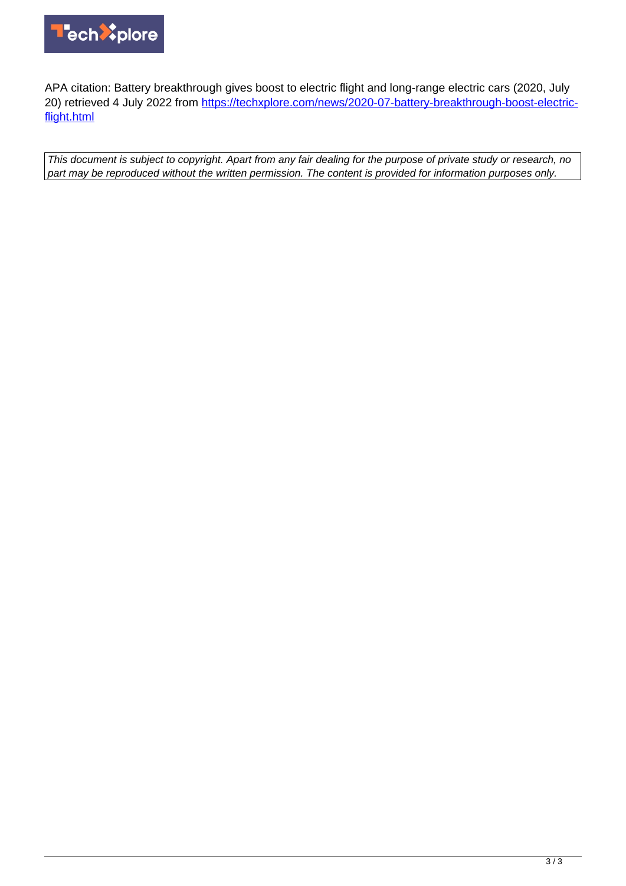APA citation: Battery breakthrough gives boost to electric flight and long-range electric cars (2020, July 20) retrieved 4 July 2022 from [https://techxplore.com/news/2020-07-battery-breakthrough-boost-electric-flight.html](https://techxplore.com/news/2020-07-battery-breakthrough-boost-electric-flight.html)

*This document is subject to copyright. Apart from any fair dealing for the purpose of private study or research, no part may be reproduced without the written permission. The content is provided for information purposes only.*